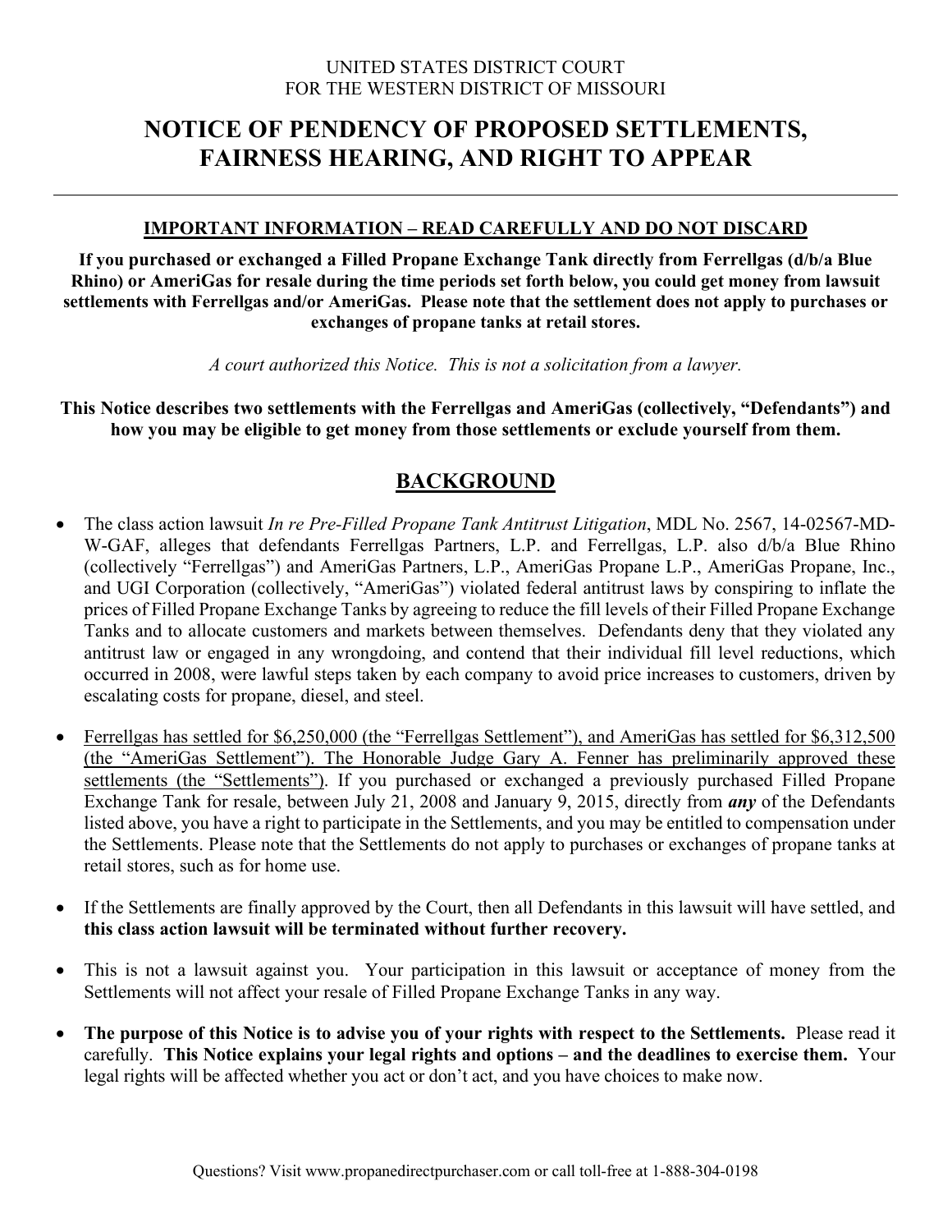UNITED STATES DISTRICT COURT
FOR THE WESTERN DISTRICT OF MISSOURI

# NOTICE OF PENDENCY OF PROPOSED SETTLEMENTS, FAIRNESS HEARING, AND RIGHT TO APPEAR

---

**IMPORTANT INFORMATION – READ CAREFULLY AND DO NOT DISCARD**

**If you purchased or exchanged a Filled Propane Exchange Tank directly from Ferrellgas (d/b/a Blue Rhino) or AmeriGas for resale during the time periods set forth below, you could get money from lawsuit settlements with Ferrellgas and/or AmeriGas. Please note that the settlement does not apply to purchases or exchanges of propane tanks at retail stores.**

*A court authorized this Notice. This is not a solicitation from a lawyer.*

**This Notice describes two settlements with the Ferrellgas and AmeriGas (collectively, "Defendants") and how you may be eligible to get money from those settlements or exclude yourself from them.**

## BACKGROUND

- The class action lawsuit *In re Pre-Filled Propane Tank Antitrust Litigation*, MDL No. 2567, 14-02567-MD-W-GAF, alleges that defendants Ferrellgas Partners, L.P. and Ferrellgas, L.P. also d/b/a Blue Rhino (collectively "Ferrellgas") and AmeriGas Partners, L.P., AmeriGas Propane L.P., AmeriGas Propane, Inc., and UGI Corporation (collectively, "AmeriGas") violated federal antitrust laws by conspiring to inflate the prices of Filled Propane Exchange Tanks by agreeing to reduce the fill levels of their Filled Propane Exchange Tanks and to allocate customers and markets between themselves. Defendants deny that they violated any antitrust law or engaged in any wrongdoing, and contend that their individual fill level reductions, which occurred in 2008, were lawful steps taken by each company to avoid price increases to customers, driven by escalating costs for propane, diesel, and steel.

- Ferrellgas has settled for $6,250,000 (the "Ferrellgas Settlement"), and AmeriGas has settled for $6,312,500 (the "AmeriGas Settlement"). The Honorable Judge Gary A. Fenner has preliminarily approved these settlements (the "Settlements"). If you purchased or exchanged a previously purchased Filled Propane Exchange Tank for resale, between July 21, 2008 and January 9, 2015, directly from ***any*** of the Defendants listed above, you have a right to participate in the Settlements, and you may be entitled to compensation under the Settlements. Please note that the Settlements do not apply to purchases or exchanges of propane tanks at retail stores, such as for home use.

- If the Settlements are finally approved by the Court, then all Defendants in this lawsuit will have settled, and **this class action lawsuit will be terminated without further recovery.**

- This is not a lawsuit against you. Your participation in this lawsuit or acceptance of money from the Settlements will not affect your resale of Filled Propane Exchange Tanks in any way.

- **The purpose of this Notice is to advise you of your rights with respect to the Settlements.** Please read it carefully. **This Notice explains your legal rights and options – and the deadlines to exercise them.** Your legal rights will be affected whether you act or don't act, and you have choices to make now.

Questions? Visit www.propanedirectpurchaser.com or call toll-free at 1-888-304-0198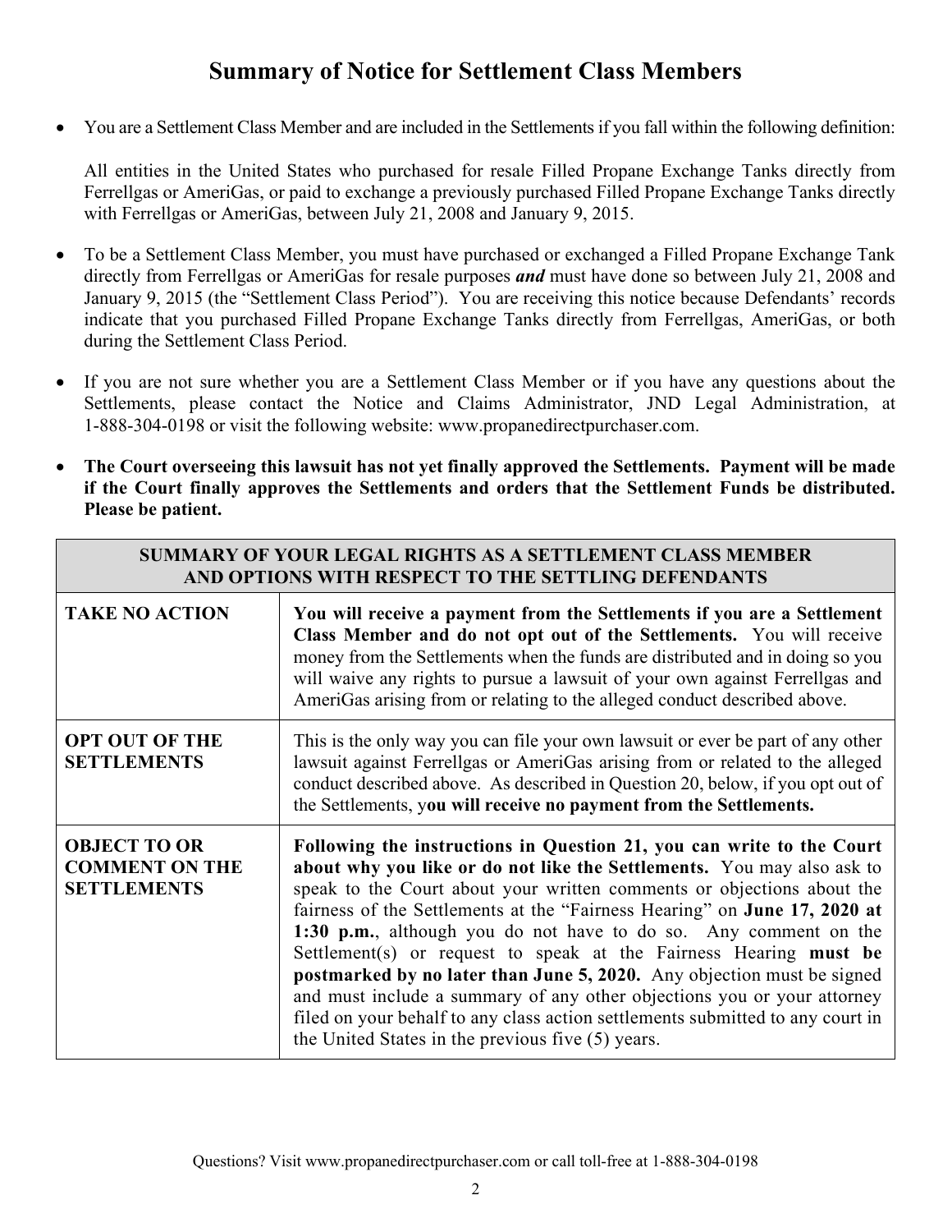# Summary of Notice for Settlement Class Members

- You are a Settlement Class Member and are included in the Settlements if you fall within the following definition:

  All entities in the United States who purchased for resale Filled Propane Exchange Tanks directly from Ferrellgas or AmeriGas, or paid to exchange a previously purchased Filled Propane Exchange Tanks directly with Ferrellgas or AmeriGas, between July 21, 2008 and January 9, 2015.

- To be a Settlement Class Member, you must have purchased or exchanged a Filled Propane Exchange Tank directly from Ferrellgas or AmeriGas for resale purposes ***and*** must have done so between July 21, 2008 and January 9, 2015 (the "Settlement Class Period"). You are receiving this notice because Defendants' records indicate that you purchased Filled Propane Exchange Tanks directly from Ferrellgas, AmeriGas, or both during the Settlement Class Period.

- If you are not sure whether you are a Settlement Class Member or if you have any questions about the Settlements, please contact the Notice and Claims Administrator, JND Legal Administration, at 1-888-304-0198 or visit the following website: www.propanedirectpurchaser.com.

- **The Court overseeing this lawsuit has not yet finally approved the Settlements. Payment will be made if the Court finally approves the Settlements and orders that the Settlement Funds be distributed. Please be patient.**

| SUMMARY OF YOUR LEGAL RIGHTS AS A SETTLEMENT CLASS MEMBER AND OPTIONS WITH RESPECT TO THE SETTLING DEFENDANTS | |
|---|---|
| **TAKE NO ACTION** | **You will receive a payment from the Settlements if you are a Settlement Class Member and do not opt out of the Settlements.** You will receive money from the Settlements when the funds are distributed and in doing so you will waive any rights to pursue a lawsuit of your own against Ferrellgas and AmeriGas arising from or relating to the alleged conduct described above. |
| **OPT OUT OF THE SETTLEMENTS** | This is the only way you can file your own lawsuit or ever be part of any other lawsuit against Ferrellgas or AmeriGas arising from or related to the alleged conduct described above. As described in Question 20, below, if you opt out of the Settlements, y**ou will receive no payment from the Settlements.** |
| **OBJECT TO OR COMMENT ON THE SETTLEMENTS** | **Following the instructions in Question 21, you can write to the Court about why you like or do not like the Settlements.** You may also ask to speak to the Court about your written comments or objections about the fairness of the Settlements at the "Fairness Hearing" on **June 17, 2020 at 1:30 p.m.**, although you do not have to do so. Any comment on the Settlement(s) or request to speak at the Fairness Hearing **must be postmarked by no later than June 5, 2020.** Any objection must be signed and must include a summary of any other objections you or your attorney filed on your behalf to any class action settlements submitted to any court in the United States in the previous five (5) years. |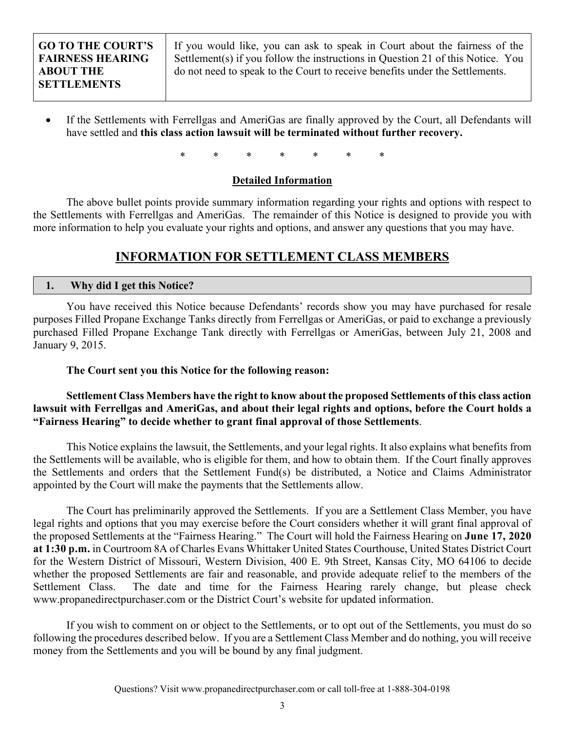| **GO TO THE COURT'S FAIRNESS HEARING ABOUT THE SETTLEMENTS** | If you would like, you can ask to speak in Court about the fairness of the Settlement(s) if you follow the instructions in Question 21 of this Notice. You do not need to speak to the Court to receive benefits under the Settlements. |
|---|---|

- If the Settlements with Ferrellgas and AmeriGas are finally approved by the Court, all Defendants will have settled and **this class action lawsuit will be terminated without further recovery.**

\* \* \* \* \* \* \*

**Detailed Information**

The above bullet points provide summary information regarding your rights and options with respect to the Settlements with Ferrellgas and AmeriGas. The remainder of this Notice is designed to provide you with more information to help you evaluate your rights and options, and answer any questions that you may have.

## INFORMATION FOR SETTLEMENT CLASS MEMBERS

### 1. Why did I get this Notice?

You have received this Notice because Defendants' records show you may have purchased for resale purposes Filled Propane Exchange Tanks directly from Ferrellgas or AmeriGas, or paid to exchange a previously purchased Filled Propane Exchange Tank directly with Ferrellgas or AmeriGas, between July 21, 2008 and January 9, 2015.

**The Court sent you this Notice for the following reason:**

**Settlement Class Members have the right to know about the proposed Settlements of this class action lawsuit with Ferrellgas and AmeriGas, and about their legal rights and options, before the Court holds a "Fairness Hearing" to decide whether to grant final approval of those Settlements**.

This Notice explains the lawsuit, the Settlements, and your legal rights. It also explains what benefits from the Settlements will be available, who is eligible for them, and how to obtain them. If the Court finally approves the Settlements and orders that the Settlement Fund(s) be distributed, a Notice and Claims Administrator appointed by the Court will make the payments that the Settlements allow.

The Court has preliminarily approved the Settlements. If you are a Settlement Class Member, you have legal rights and options that you may exercise before the Court considers whether it will grant final approval of the proposed Settlements at the "Fairness Hearing." The Court will hold the Fairness Hearing on **June 17, 2020 at 1:30 p.m.** in Courtroom 8A of Charles Evans Whittaker United States Courthouse, United States District Court for the Western District of Missouri, Western Division, 400 E. 9th Street, Kansas City, MO 64106 to decide whether the proposed Settlements are fair and reasonable, and provide adequate relief to the members of the Settlement Class. The date and time for the Fairness Hearing rarely change, but please check www.propanedirectpurchaser.com or the District Court's website for updated information.

If you wish to comment on or object to the Settlements, or to opt out of the Settlements, you must do so following the procedures described below. If you are a Settlement Class Member and do nothing, you will receive money from the Settlements and you will be bound by any final judgment.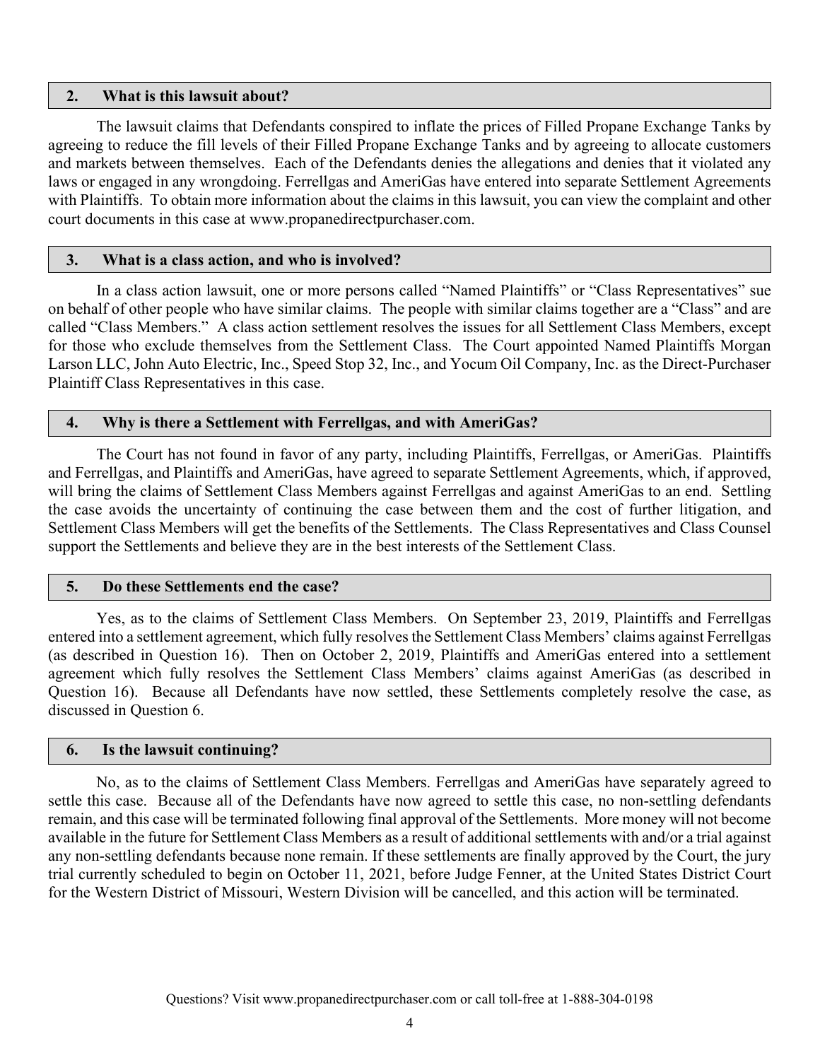## 2. What is this lawsuit about?

The lawsuit claims that Defendants conspired to inflate the prices of Filled Propane Exchange Tanks by agreeing to reduce the fill levels of their Filled Propane Exchange Tanks and by agreeing to allocate customers and markets between themselves. Each of the Defendants denies the allegations and denies that it violated any laws or engaged in any wrongdoing. Ferrellgas and AmeriGas have entered into separate Settlement Agreements with Plaintiffs. To obtain more information about the claims in this lawsuit, you can view the complaint and other court documents in this case at www.propanedirectpurchaser.com.

## 3. What is a class action, and who is involved?

In a class action lawsuit, one or more persons called "Named Plaintiffs" or "Class Representatives" sue on behalf of other people who have similar claims. The people with similar claims together are a "Class" and are called "Class Members." A class action settlement resolves the issues for all Settlement Class Members, except for those who exclude themselves from the Settlement Class. The Court appointed Named Plaintiffs Morgan Larson LLC, John Auto Electric, Inc., Speed Stop 32, Inc., and Yocum Oil Company, Inc. as the Direct-Purchaser Plaintiff Class Representatives in this case.

## 4. Why is there a Settlement with Ferrellgas, and with AmeriGas?

The Court has not found in favor of any party, including Plaintiffs, Ferrellgas, or AmeriGas. Plaintiffs and Ferrellgas, and Plaintiffs and AmeriGas, have agreed to separate Settlement Agreements, which, if approved, will bring the claims of Settlement Class Members against Ferrellgas and against AmeriGas to an end. Settling the case avoids the uncertainty of continuing the case between them and the cost of further litigation, and Settlement Class Members will get the benefits of the Settlements. The Class Representatives and Class Counsel support the Settlements and believe they are in the best interests of the Settlement Class.

## 5. Do these Settlements end the case?

Yes, as to the claims of Settlement Class Members. On September 23, 2019, Plaintiffs and Ferrellgas entered into a settlement agreement, which fully resolves the Settlement Class Members' claims against Ferrellgas (as described in Question 16). Then on October 2, 2019, Plaintiffs and AmeriGas entered into a settlement agreement which fully resolves the Settlement Class Members' claims against AmeriGas (as described in Question 16). Because all Defendants have now settled, these Settlements completely resolve the case, as discussed in Question 6.

## 6. Is the lawsuit continuing?

No, as to the claims of Settlement Class Members. Ferrellgas and AmeriGas have separately agreed to settle this case. Because all of the Defendants have now agreed to settle this case, no non-settling defendants remain, and this case will be terminated following final approval of the Settlements. More money will not become available in the future for Settlement Class Members as a result of additional settlements with and/or a trial against any non-settling defendants because none remain. If these settlements are finally approved by the Court, the jury trial currently scheduled to begin on October 11, 2021, before Judge Fenner, at the United States District Court for the Western District of Missouri, Western Division will be cancelled, and this action will be terminated.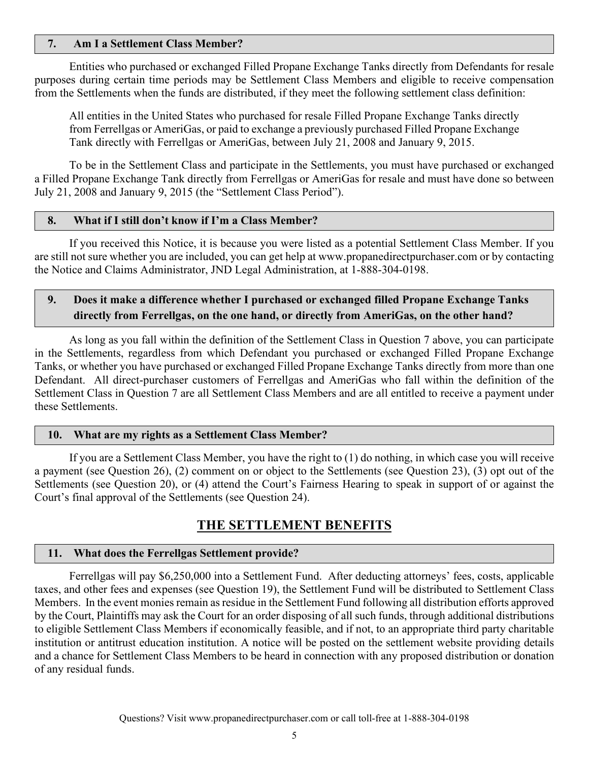### 7. Am I a Settlement Class Member?

Entities who purchased or exchanged Filled Propane Exchange Tanks directly from Defendants for resale purposes during certain time periods may be Settlement Class Members and eligible to receive compensation from the Settlements when the funds are distributed, if they meet the following settlement class definition:

> All entities in the United States who purchased for resale Filled Propane Exchange Tanks directly from Ferrellgas or AmeriGas, or paid to exchange a previously purchased Filled Propane Exchange Tank directly with Ferrellgas or AmeriGas, between July 21, 2008 and January 9, 2015.

To be in the Settlement Class and participate in the Settlements, you must have purchased or exchanged a Filled Propane Exchange Tank directly from Ferrellgas or AmeriGas for resale and must have done so between July 21, 2008 and January 9, 2015 (the "Settlement Class Period").

### 8. What if I still don't know if I'm a Class Member?

If you received this Notice, it is because you were listed as a potential Settlement Class Member. If you are still not sure whether you are included, you can get help at www.propanedirectpurchaser.com or by contacting the Notice and Claims Administrator, JND Legal Administration, at 1-888-304-0198.

### 9. Does it make a difference whether I purchased or exchanged filled Propane Exchange Tanks directly from Ferrellgas, on the one hand, or directly from AmeriGas, on the other hand?

As long as you fall within the definition of the Settlement Class in Question 7 above, you can participate in the Settlements, regardless from which Defendant you purchased or exchanged Filled Propane Exchange Tanks, or whether you have purchased or exchanged Filled Propane Exchange Tanks directly from more than one Defendant. All direct-purchaser customers of Ferrellgas and AmeriGas who fall within the definition of the Settlement Class in Question 7 are all Settlement Class Members and are all entitled to receive a payment under these Settlements.

### 10. What are my rights as a Settlement Class Member?

If you are a Settlement Class Member, you have the right to (1) do nothing, in which case you will receive a payment (see Question 26), (2) comment on or object to the Settlements (see Question 23), (3) opt out of the Settlements (see Question 20), or (4) attend the Court's Fairness Hearing to speak in support of or against the Court's final approval of the Settlements (see Question 24).

## THE SETTLEMENT BENEFITS

### 11. What does the Ferrellgas Settlement provide?

Ferrellgas will pay $6,250,000 into a Settlement Fund. After deducting attorneys' fees, costs, applicable taxes, and other fees and expenses (see Question 19), the Settlement Fund will be distributed to Settlement Class Members. In the event monies remain as residue in the Settlement Fund following all distribution efforts approved by the Court, Plaintiffs may ask the Court for an order disposing of all such funds, through additional distributions to eligible Settlement Class Members if economically feasible, and if not, to an appropriate third party charitable institution or antitrust education institution. A notice will be posted on the settlement website providing details and a chance for Settlement Class Members to be heard in connection with any proposed distribution or donation of any residual funds.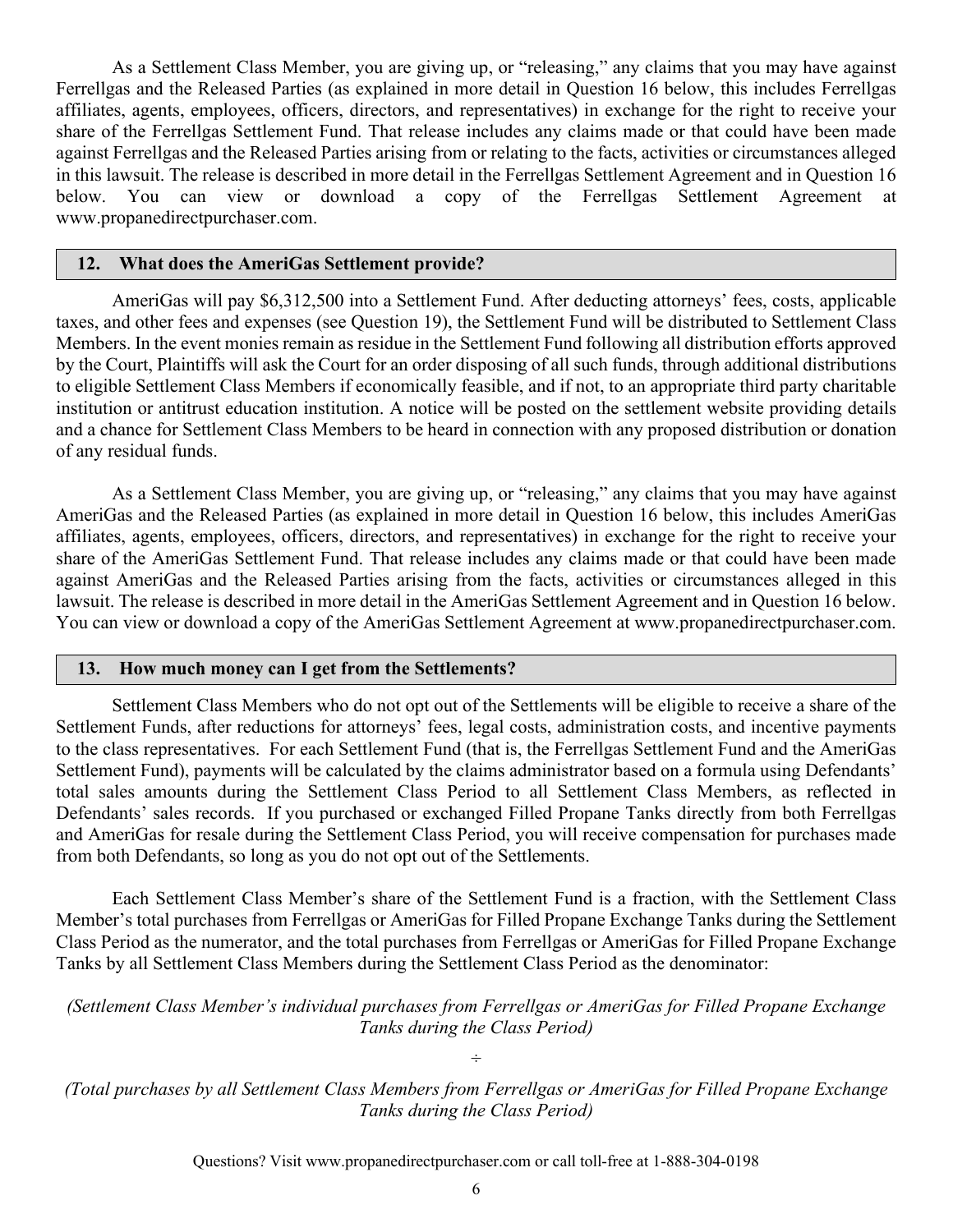As a Settlement Class Member, you are giving up, or "releasing," any claims that you may have against Ferrellgas and the Released Parties (as explained in more detail in Question 16 below, this includes Ferrellgas affiliates, agents, employees, officers, directors, and representatives) in exchange for the right to receive your share of the Ferrellgas Settlement Fund. That release includes any claims made or that could have been made against Ferrellgas and the Released Parties arising from or relating to the facts, activities or circumstances alleged in this lawsuit. The release is described in more detail in the Ferrellgas Settlement Agreement and in Question 16 below. You can view or download a copy of the Ferrellgas Settlement Agreement at www.propanedirectpurchaser.com.

## 12. What does the AmeriGas Settlement provide?

AmeriGas will pay $6,312,500 into a Settlement Fund. After deducting attorneys' fees, costs, applicable taxes, and other fees and expenses (see Question 19), the Settlement Fund will be distributed to Settlement Class Members. In the event monies remain as residue in the Settlement Fund following all distribution efforts approved by the Court, Plaintiffs will ask the Court for an order disposing of all such funds, through additional distributions to eligible Settlement Class Members if economically feasible, and if not, to an appropriate third party charitable institution or antitrust education institution. A notice will be posted on the settlement website providing details and a chance for Settlement Class Members to be heard in connection with any proposed distribution or donation of any residual funds.

As a Settlement Class Member, you are giving up, or "releasing," any claims that you may have against AmeriGas and the Released Parties (as explained in more detail in Question 16 below, this includes AmeriGas affiliates, agents, employees, officers, directors, and representatives) in exchange for the right to receive your share of the AmeriGas Settlement Fund. That release includes any claims made or that could have been made against AmeriGas and the Released Parties arising from the facts, activities or circumstances alleged in this lawsuit. The release is described in more detail in the AmeriGas Settlement Agreement and in Question 16 below. You can view or download a copy of the AmeriGas Settlement Agreement at www.propanedirectpurchaser.com.

## 13. How much money can I get from the Settlements?

Settlement Class Members who do not opt out of the Settlements will be eligible to receive a share of the Settlement Funds, after reductions for attorneys' fees, legal costs, administration costs, and incentive payments to the class representatives. For each Settlement Fund (that is, the Ferrellgas Settlement Fund and the AmeriGas Settlement Fund), payments will be calculated by the claims administrator based on a formula using Defendants' total sales amounts during the Settlement Class Period to all Settlement Class Members, as reflected in Defendants' sales records. If you purchased or exchanged Filled Propane Tanks directly from both Ferrellgas and AmeriGas for resale during the Settlement Class Period, you will receive compensation for purchases made from both Defendants, so long as you do not opt out of the Settlements.

Each Settlement Class Member's share of the Settlement Fund is a fraction, with the Settlement Class Member's total purchases from Ferrellgas or AmeriGas for Filled Propane Exchange Tanks during the Settlement Class Period as the numerator, and the total purchases from Ferrellgas or AmeriGas for Filled Propane Exchange Tanks by all Settlement Class Members during the Settlement Class Period as the denominator:

*(Settlement Class Member's individual purchases from Ferrellgas or AmeriGas for Filled Propane Exchange Tanks during the Class Period)*

÷

*(Total purchases by all Settlement Class Members from Ferrellgas or AmeriGas for Filled Propane Exchange Tanks during the Class Period)*

Questions? Visit www.propanedirectpurchaser.com or call toll-free at 1-888-304-0198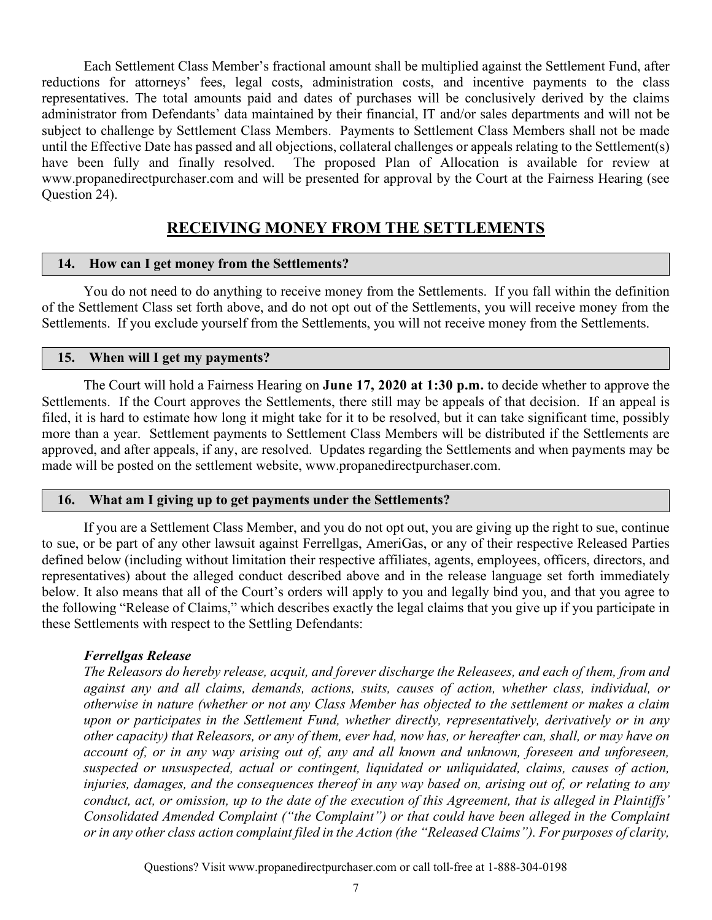Each Settlement Class Member's fractional amount shall be multiplied against the Settlement Fund, after reductions for attorneys' fees, legal costs, administration costs, and incentive payments to the class representatives. The total amounts paid and dates of purchases will be conclusively derived by the claims administrator from Defendants' data maintained by their financial, IT and/or sales departments and will not be subject to challenge by Settlement Class Members. Payments to Settlement Class Members shall not be made until the Effective Date has passed and all objections, collateral challenges or appeals relating to the Settlement(s) have been fully and finally resolved. The proposed Plan of Allocation is available for review at www.propanedirectpurchaser.com and will be presented for approval by the Court at the Fairness Hearing (see Question 24).

## RECEIVING MONEY FROM THE SETTLEMENTS

### 14. How can I get money from the Settlements?

You do not need to do anything to receive money from the Settlements. If you fall within the definition of the Settlement Class set forth above, and do not opt out of the Settlements, you will receive money from the Settlements. If you exclude yourself from the Settlements, you will not receive money from the Settlements.

### 15. When will I get my payments?

The Court will hold a Fairness Hearing on **June 17, 2020 at 1:30 p.m.** to decide whether to approve the Settlements. If the Court approves the Settlements, there still may be appeals of that decision. If an appeal is filed, it is hard to estimate how long it might take for it to be resolved, but it can take significant time, possibly more than a year. Settlement payments to Settlement Class Members will be distributed if the Settlements are approved, and after appeals, if any, are resolved. Updates regarding the Settlements and when payments may be made will be posted on the settlement website, www.propanedirectpurchaser.com.

### 16. What am I giving up to get payments under the Settlements?

If you are a Settlement Class Member, and you do not opt out, you are giving up the right to sue, continue to sue, or be part of any other lawsuit against Ferrellgas, AmeriGas, or any of their respective Released Parties defined below (including without limitation their respective affiliates, agents, employees, officers, directors, and representatives) about the alleged conduct described above and in the release language set forth immediately below. It also means that all of the Court's orders will apply to you and legally bind you, and that you agree to the following "Release of Claims," which describes exactly the legal claims that you give up if you participate in these Settlements with respect to the Settling Defendants:

***Ferrellgas Release***

*The Releasors do hereby release, acquit, and forever discharge the Releasees, and each of them, from and against any and all claims, demands, actions, suits, causes of action, whether class, individual, or otherwise in nature (whether or not any Class Member has objected to the settlement or makes a claim upon or participates in the Settlement Fund, whether directly, representatively, derivatively or in any other capacity) that Releasors, or any of them, ever had, now has, or hereafter can, shall, or may have on account of, or in any way arising out of, any and all known and unknown, foreseen and unforeseen, suspected or unsuspected, actual or contingent, liquidated or unliquidated, claims, causes of action, injuries, damages, and the consequences thereof in any way based on, arising out of, or relating to any conduct, act, or omission, up to the date of the execution of this Agreement, that is alleged in Plaintiffs' Consolidated Amended Complaint ("the Complaint") or that could have been alleged in the Complaint or in any other class action complaint filed in the Action (the "Released Claims"). For purposes of clarity,*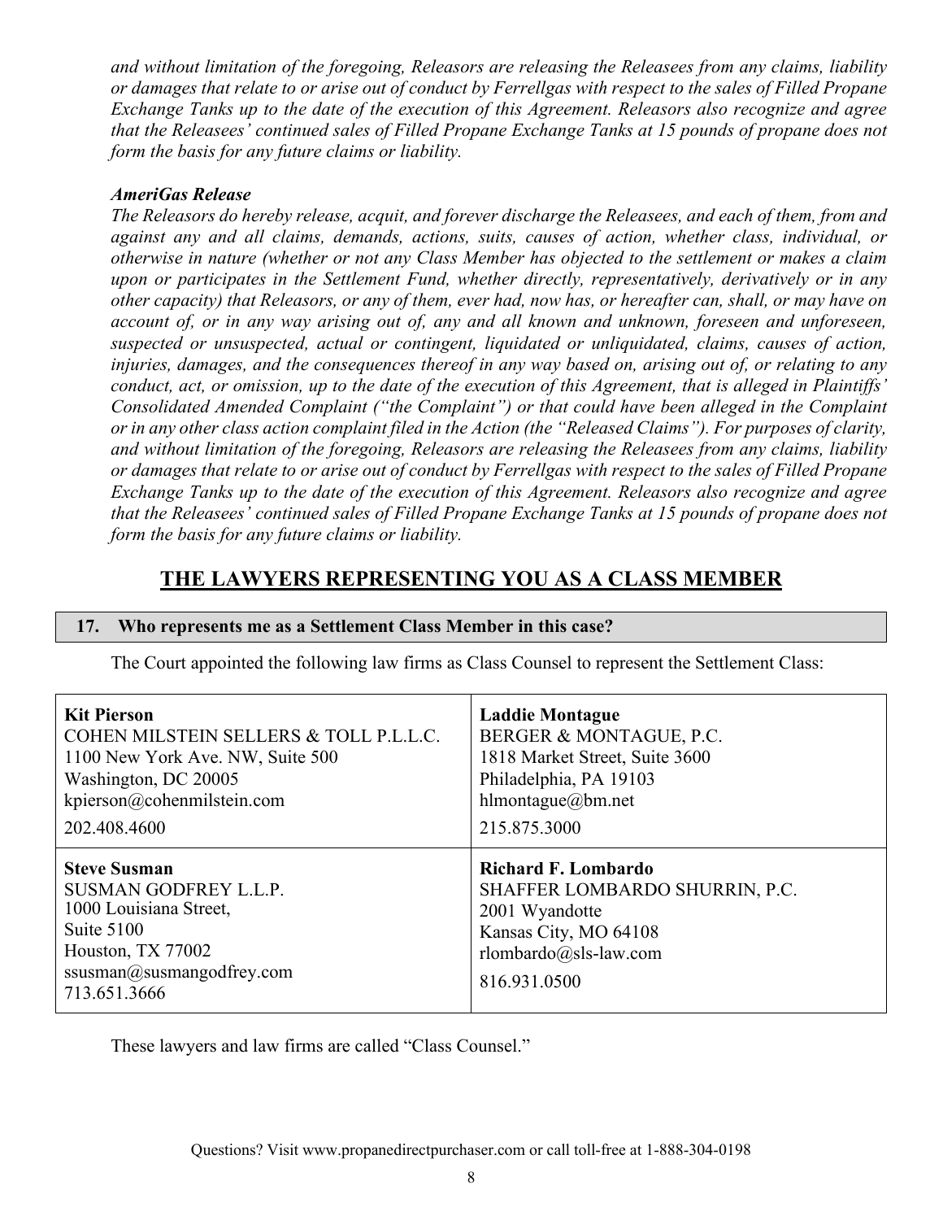*and without limitation of the foregoing, Releasors are releasing the Releasees from any claims, liability or damages that relate to or arise out of conduct by Ferrellgas with respect to the sales of Filled Propane Exchange Tanks up to the date of the execution of this Agreement. Releasors also recognize and agree that the Releasees' continued sales of Filled Propane Exchange Tanks at 15 pounds of propane does not form the basis for any future claims or liability.*

***AmeriGas Release***

*The Releasors do hereby release, acquit, and forever discharge the Releasees, and each of them, from and against any and all claims, demands, actions, suits, causes of action, whether class, individual, or otherwise in nature (whether or not any Class Member has objected to the settlement or makes a claim upon or participates in the Settlement Fund, whether directly, representatively, derivatively or in any other capacity) that Releasors, or any of them, ever had, now has, or hereafter can, shall, or may have on account of, or in any way arising out of, any and all known and unknown, foreseen and unforeseen, suspected or unsuspected, actual or contingent, liquidated or unliquidated, claims, causes of action, injuries, damages, and the consequences thereof in any way based on, arising out of, or relating to any conduct, act, or omission, up to the date of the execution of this Agreement, that is alleged in Plaintiffs' Consolidated Amended Complaint ("the Complaint") or that could have been alleged in the Complaint or in any other class action complaint filed in the Action (the "Released Claims"). For purposes of clarity, and without limitation of the foregoing, Releasors are releasing the Releasees from any claims, liability or damages that relate to or arise out of conduct by Ferrellgas with respect to the sales of Filled Propane Exchange Tanks up to the date of the execution of this Agreement. Releasors also recognize and agree that the Releasees' continued sales of Filled Propane Exchange Tanks at 15 pounds of propane does not form the basis for any future claims or liability.*

## THE LAWYERS REPRESENTING YOU AS A CLASS MEMBER

### 17. Who represents me as a Settlement Class Member in this case?

The Court appointed the following law firms as Class Counsel to represent the Settlement Class:

| | |
|---|---|
| **Kit Pierson**<br>COHEN MILSTEIN SELLERS & TOLL P.L.L.C.<br>1100 New York Ave. NW, Suite 500<br>Washington, DC 20005<br>kpierson@cohenmilstein.com<br>202.408.4600 | **Laddie Montague**<br>BERGER & MONTAGUE, P.C.<br>1818 Market Street, Suite 3600<br>Philadelphia, PA 19103<br>hlmontague@bm.net<br>215.875.3000 |
| **Steve Susman**<br>SUSMAN GODFREY L.L.P.<br>1000 Louisiana Street,<br>Suite 5100<br>Houston, TX 77002<br>ssusman@susmangodfrey.com<br>713.651.3666 | **Richard F. Lombardo**<br>SHAFFER LOMBARDO SHURRIN, P.C.<br>2001 Wyandotte<br>Kansas City, MO 64108<br>rlombardo@sls-law.com<br>816.931.0500 |

These lawyers and law firms are called "Class Counsel."

Questions? Visit www.propanedirectpurchaser.com or call toll-free at 1-888-304-0198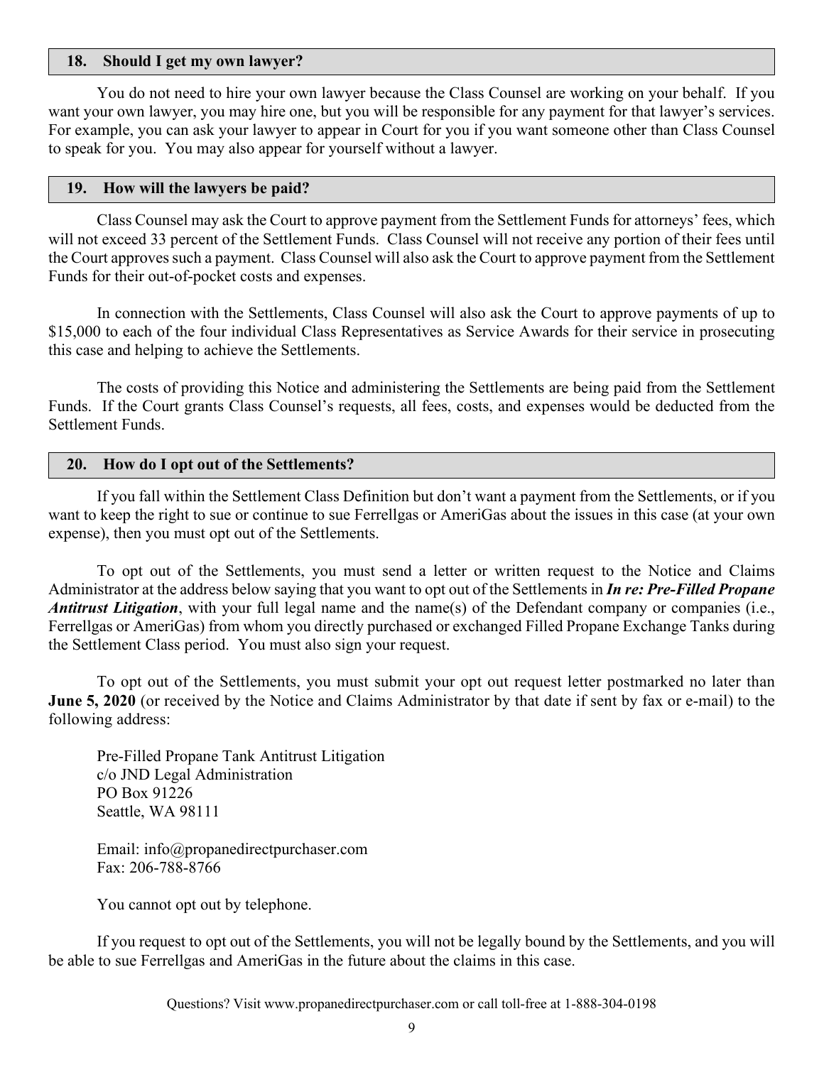## 18. Should I get my own lawyer?

You do not need to hire your own lawyer because the Class Counsel are working on your behalf. If you want your own lawyer, you may hire one, but you will be responsible for any payment for that lawyer's services. For example, you can ask your lawyer to appear in Court for you if you want someone other than Class Counsel to speak for you. You may also appear for yourself without a lawyer.

## 19. How will the lawyers be paid?

Class Counsel may ask the Court to approve payment from the Settlement Funds for attorneys' fees, which will not exceed 33 percent of the Settlement Funds. Class Counsel will not receive any portion of their fees until the Court approves such a payment. Class Counsel will also ask the Court to approve payment from the Settlement Funds for their out-of-pocket costs and expenses.

In connection with the Settlements, Class Counsel will also ask the Court to approve payments of up to $15,000 to each of the four individual Class Representatives as Service Awards for their service in prosecuting this case and helping to achieve the Settlements.

The costs of providing this Notice and administering the Settlements are being paid from the Settlement Funds. If the Court grants Class Counsel's requests, all fees, costs, and expenses would be deducted from the Settlement Funds.

## 20. How do I opt out of the Settlements?

If you fall within the Settlement Class Definition but don't want a payment from the Settlements, or if you want to keep the right to sue or continue to sue Ferrellgas or AmeriGas about the issues in this case (at your own expense), then you must opt out of the Settlements.

To opt out of the Settlements, you must send a letter or written request to the Notice and Claims Administrator at the address below saying that you want to opt out of the Settlements in ***In re: Pre-Filled Propane Antitrust Litigation***, with your full legal name and the name(s) of the Defendant company or companies (i.e., Ferrellgas or AmeriGas) from whom you directly purchased or exchanged Filled Propane Exchange Tanks during the Settlement Class period. You must also sign your request.

To opt out of the Settlements, you must submit your opt out request letter postmarked no later than **June 5, 2020** (or received by the Notice and Claims Administrator by that date if sent by fax or e-mail) to the following address:

Pre-Filled Propane Tank Antitrust Litigation
c/o JND Legal Administration
PO Box 91226
Seattle, WA 98111

Email: info@propanedirectpurchaser.com
Fax: 206-788-8766

You cannot opt out by telephone.

If you request to opt out of the Settlements, you will not be legally bound by the Settlements, and you will be able to sue Ferrellgas and AmeriGas in the future about the claims in this case.

Questions? Visit www.propanedirectpurchaser.com or call toll-free at 1-888-304-0198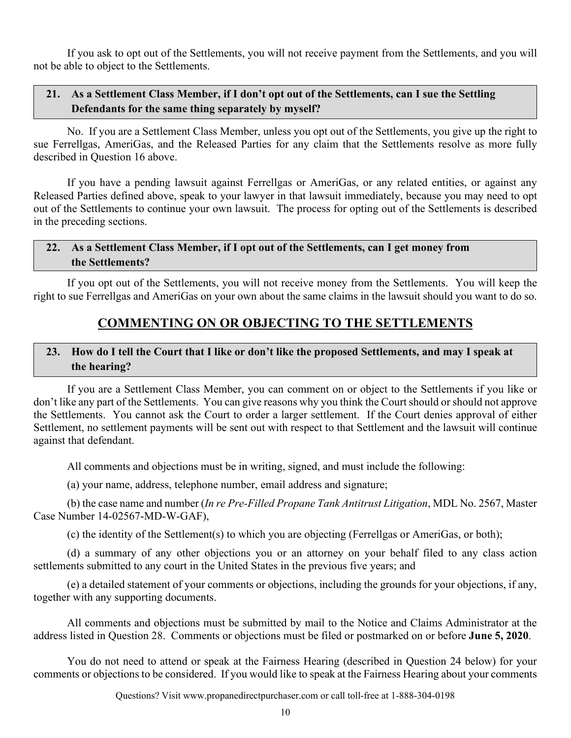If you ask to opt out of the Settlements, you will not receive payment from the Settlements, and you will not be able to object to the Settlements.

### 21. As a Settlement Class Member, if I don't opt out of the Settlements, can I sue the Settling Defendants for the same thing separately by myself?

No. If you are a Settlement Class Member, unless you opt out of the Settlements, you give up the right to sue Ferrellgas, AmeriGas, and the Released Parties for any claim that the Settlements resolve as more fully described in Question 16 above.

If you have a pending lawsuit against Ferrellgas or AmeriGas, or any related entities, or against any Released Parties defined above, speak to your lawyer in that lawsuit immediately, because you may need to opt out of the Settlements to continue your own lawsuit. The process for opting out of the Settlements is described in the preceding sections.

### 22. As a Settlement Class Member, if I opt out of the Settlements, can I get money from the Settlements?

If you opt out of the Settlements, you will not receive money from the Settlements. You will keep the right to sue Ferrellgas and AmeriGas on your own about the same claims in the lawsuit should you want to do so.

## COMMENTING ON OR OBJECTING TO THE SETTLEMENTS

### 23. How do I tell the Court that I like or don't like the proposed Settlements, and may I speak at the hearing?

If you are a Settlement Class Member, you can comment on or object to the Settlements if you like or don't like any part of the Settlements. You can give reasons why you think the Court should or should not approve the Settlements. You cannot ask the Court to order a larger settlement. If the Court denies approval of either Settlement, no settlement payments will be sent out with respect to that Settlement and the lawsuit will continue against that defendant.

All comments and objections must be in writing, signed, and must include the following:

(a) your name, address, telephone number, email address and signature;

(b) the case name and number (*In re Pre-Filled Propane Tank Antitrust Litigation*, MDL No. 2567, Master Case Number 14-02567-MD-W-GAF),

(c) the identity of the Settlement(s) to which you are objecting (Ferrellgas or AmeriGas, or both);

(d) a summary of any other objections you or an attorney on your behalf filed to any class action settlements submitted to any court in the United States in the previous five years; and

(e) a detailed statement of your comments or objections, including the grounds for your objections, if any, together with any supporting documents.

All comments and objections must be submitted by mail to the Notice and Claims Administrator at the address listed in Question 28. Comments or objections must be filed or postmarked on or before **June 5, 2020**.

You do not need to attend or speak at the Fairness Hearing (described in Question 24 below) for your comments or objections to be considered. If you would like to speak at the Fairness Hearing about your comments

Questions? Visit www.propanedirectpurchaser.com or call toll-free at 1-888-304-0198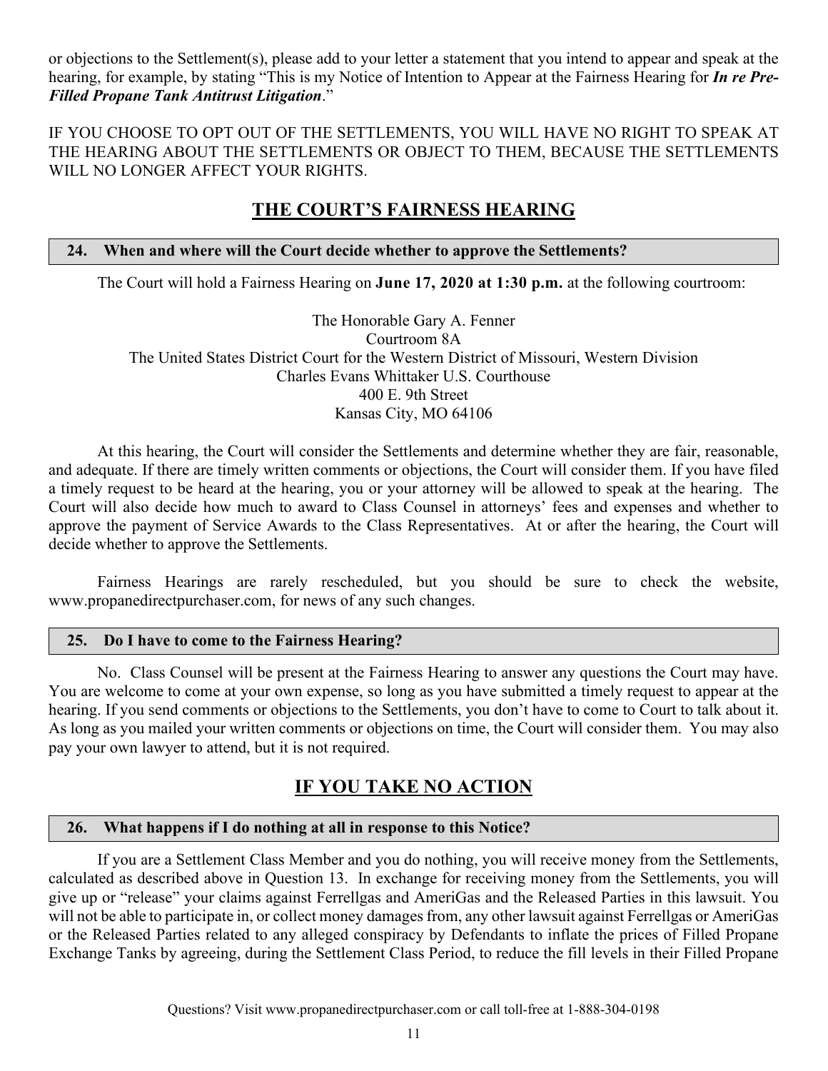or objections to the Settlement(s), please add to your letter a statement that you intend to appear and speak at the hearing, for example, by stating "This is my Notice of Intention to Appear at the Fairness Hearing for ***In re Pre-Filled Propane Tank Antitrust Litigation***."

IF YOU CHOOSE TO OPT OUT OF THE SETTLEMENTS, YOU WILL HAVE NO RIGHT TO SPEAK AT THE HEARING ABOUT THE SETTLEMENTS OR OBJECT TO THEM, BECAUSE THE SETTLEMENTS WILL NO LONGER AFFECT YOUR RIGHTS.

## THE COURT'S FAIRNESS HEARING

### 24. When and where will the Court decide whether to approve the Settlements?

The Court will hold a Fairness Hearing on **June 17, 2020 at 1:30 p.m.** at the following courtroom:

The Honorable Gary A. Fenner
Courtroom 8A
The United States District Court for the Western District of Missouri, Western Division
Charles Evans Whittaker U.S. Courthouse
400 E. 9th Street
Kansas City, MO 64106

At this hearing, the Court will consider the Settlements and determine whether they are fair, reasonable, and adequate. If there are timely written comments or objections, the Court will consider them. If you have filed a timely request to be heard at the hearing, you or your attorney will be allowed to speak at the hearing. The Court will also decide how much to award to Class Counsel in attorneys' fees and expenses and whether to approve the payment of Service Awards to the Class Representatives. At or after the hearing, the Court will decide whether to approve the Settlements.

Fairness Hearings are rarely rescheduled, but you should be sure to check the website, www.propanedirectpurchaser.com, for news of any such changes.

### 25. Do I have to come to the Fairness Hearing?

No. Class Counsel will be present at the Fairness Hearing to answer any questions the Court may have. You are welcome to come at your own expense, so long as you have submitted a timely request to appear at the hearing. If you send comments or objections to the Settlements, you don't have to come to Court to talk about it. As long as you mailed your written comments or objections on time, the Court will consider them. You may also pay your own lawyer to attend, but it is not required.

## IF YOU TAKE NO ACTION

### 26. What happens if I do nothing at all in response to this Notice?

If you are a Settlement Class Member and you do nothing, you will receive money from the Settlements, calculated as described above in Question 13. In exchange for receiving money from the Settlements, you will give up or "release" your claims against Ferrellgas and AmeriGas and the Released Parties in this lawsuit. You will not be able to participate in, or collect money damages from, any other lawsuit against Ferrellgas or AmeriGas or the Released Parties related to any alleged conspiracy by Defendants to inflate the prices of Filled Propane Exchange Tanks by agreeing, during the Settlement Class Period, to reduce the fill levels in their Filled Propane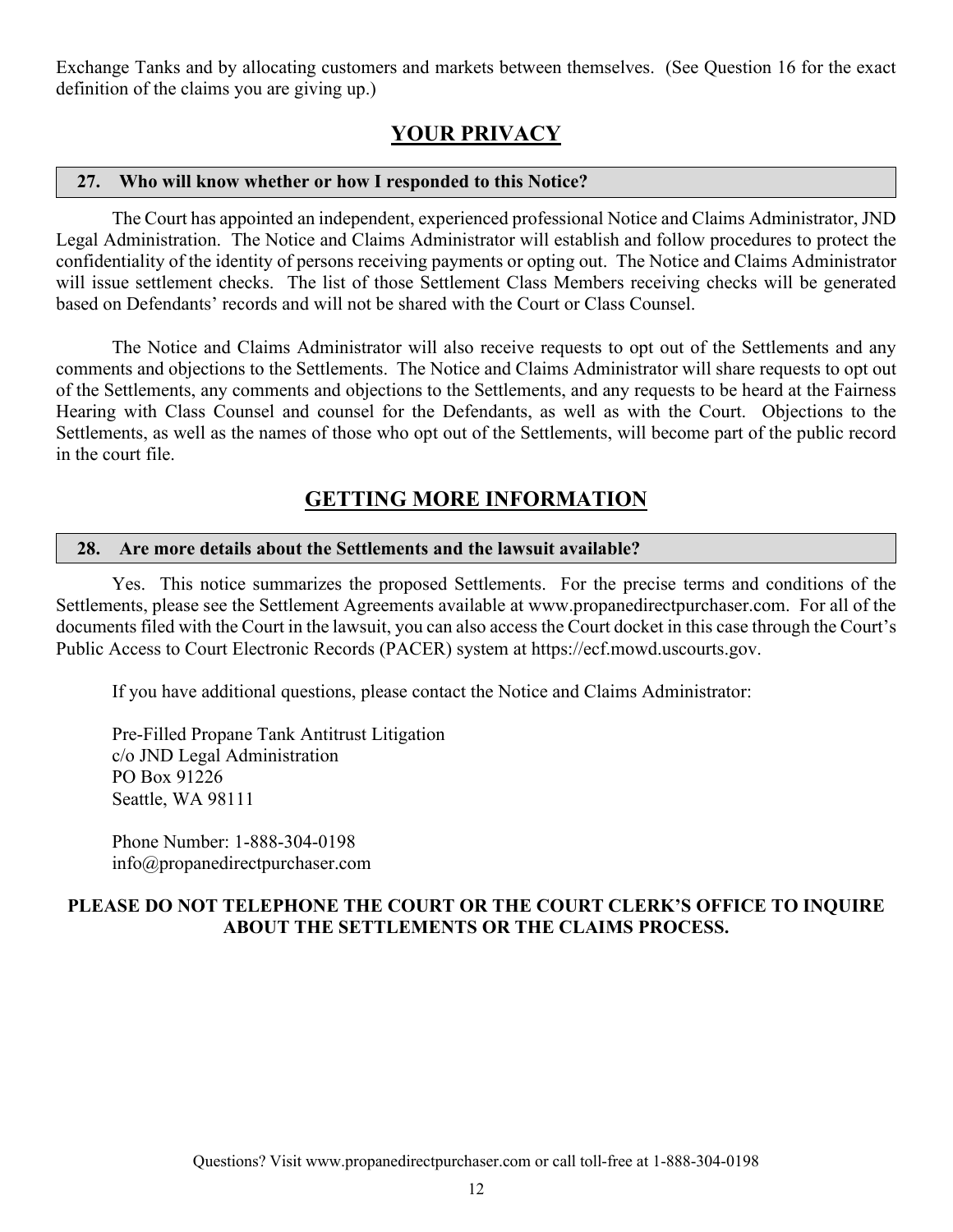Exchange Tanks and by allocating customers and markets between themselves. (See Question 16 for the exact definition of the claims you are giving up.)

## YOUR PRIVACY

### 27. Who will know whether or how I responded to this Notice?

The Court has appointed an independent, experienced professional Notice and Claims Administrator, JND Legal Administration. The Notice and Claims Administrator will establish and follow procedures to protect the confidentiality of the identity of persons receiving payments or opting out. The Notice and Claims Administrator will issue settlement checks. The list of those Settlement Class Members receiving checks will be generated based on Defendants' records and will not be shared with the Court or Class Counsel.

The Notice and Claims Administrator will also receive requests to opt out of the Settlements and any comments and objections to the Settlements. The Notice and Claims Administrator will share requests to opt out of the Settlements, any comments and objections to the Settlements, and any requests to be heard at the Fairness Hearing with Class Counsel and counsel for the Defendants, as well as with the Court. Objections to the Settlements, as well as the names of those who opt out of the Settlements, will become part of the public record in the court file.

## GETTING MORE INFORMATION

### 28. Are more details about the Settlements and the lawsuit available?

Yes. This notice summarizes the proposed Settlements. For the precise terms and conditions of the Settlements, please see the Settlement Agreements available at www.propanedirectpurchaser.com. For all of the documents filed with the Court in the lawsuit, you can also access the Court docket in this case through the Court's Public Access to Court Electronic Records (PACER) system at https://ecf.mowd.uscourts.gov.

If you have additional questions, please contact the Notice and Claims Administrator:

Pre-Filled Propane Tank Antitrust Litigation
c/o JND Legal Administration
PO Box 91226
Seattle, WA 98111

Phone Number: 1-888-304-0198
info@propanedirectpurchaser.com

**PLEASE DO NOT TELEPHONE THE COURT OR THE COURT CLERK'S OFFICE TO INQUIRE ABOUT THE SETTLEMENTS OR THE CLAIMS PROCESS.**